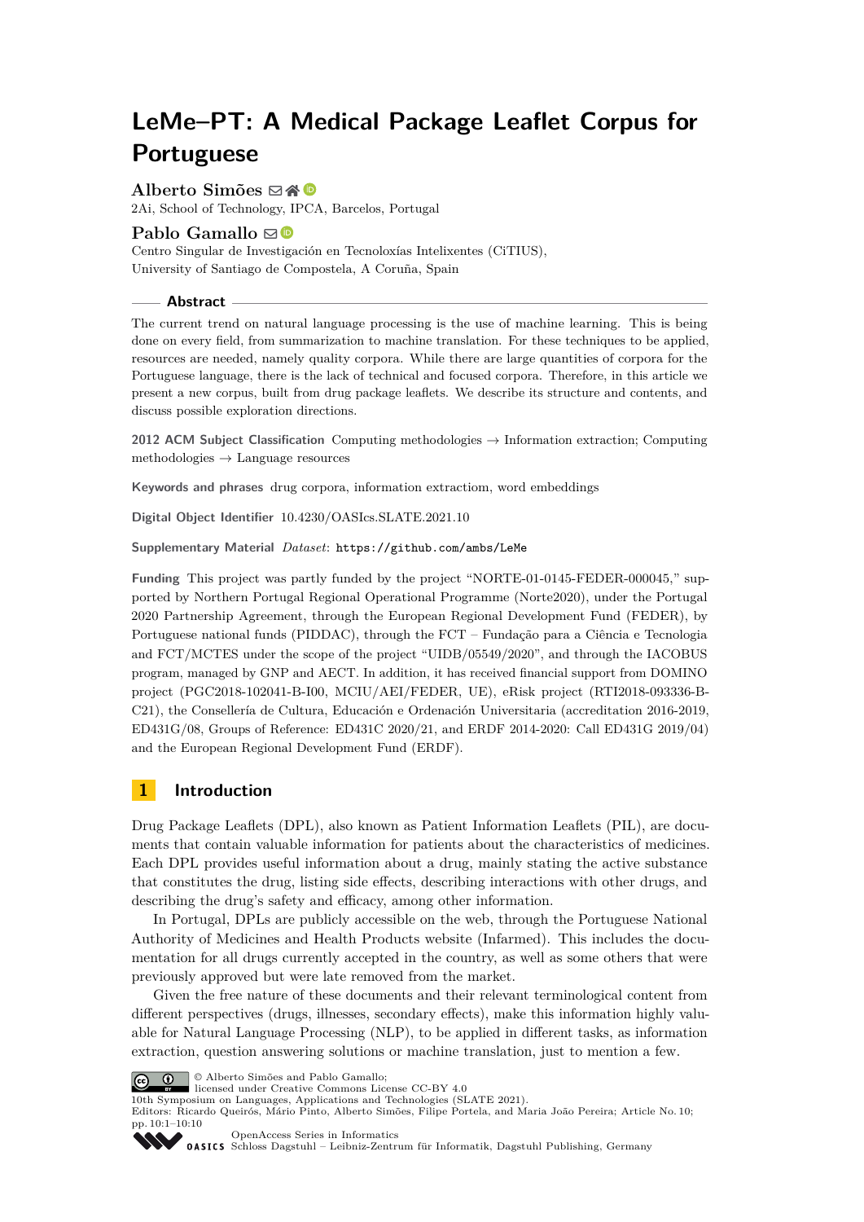# LeMe–PT: A Medical Package Leaflet Corpus for Portuguese

**Alberto Simões**
2Ai, School of Technology, IPCA, Barcelos, Portugal

**Pablo Gamallo**
Centro Singular de Investigación en Tecnoloxías Intelixentes (CiTIUS),
University of Santiago de Compostela, A Coruña, Spain

## Abstract

The current trend on natural language processing is the use of machine learning. This is being done on every field, from summarization to machine translation. For these techniques to be applied, resources are needed, namely quality corpora. While there are large quantities of corpora for the Portuguese language, there is the lack of technical and focused corpora. Therefore, in this article we present a new corpus, built from drug package leaflets. We describe its structure and contents, and discuss possible exploration directions.

**2012 ACM Subject Classification** Computing methodologies → Information extraction; Computing methodologies → Language resources

**Keywords and phrases** drug corpora, information extractiom, word embeddings

**Digital Object Identifier** 10.4230/OASIcs.SLATE.2021.10

**Supplementary Material** *Dataset*: `https://github.com/ambs/LeMe`

**Funding** This project was partly funded by the project "NORTE-01-0145-FEDER-000045," supported by Northern Portugal Regional Operational Programme (Norte2020), under the Portugal 2020 Partnership Agreement, through the European Regional Development Fund (FEDER), by Portuguese national funds (PIDDAC), through the FCT – Fundação para a Ciência e Tecnologia and FCT/MCTES under the scope of the project "UIDB/05549/2020", and through the IACOBUS program, managed by GNP and AECT. In addition, it has received financial support from DOMINO project (PGC2018-102041-B-I00, MCIU/AEI/FEDER, UE), eRisk project (RTI2018-093336-B-C21), the Consellería de Cultura, Educación e Ordenación Universitaria (accreditation 2016-2019, ED431G/08, Groups of Reference: ED431C 2020/21, and ERDF 2014-2020: Call ED431G 2019/04) and the European Regional Development Fund (ERDF).

## 1 Introduction

Drug Package Leaflets (DPL), also known as Patient Information Leaflets (PIL), are documents that contain valuable information for patients about the characteristics of medicines. Each DPL provides useful information about a drug, mainly stating the active substance that constitutes the drug, listing side effects, describing interactions with other drugs, and describing the drug's safety and efficacy, among other information.

In Portugal, DPLs are publicly accessible on the web, through the Portuguese National Authority of Medicines and Health Products website (Infarmed). This includes the documentation for all drugs currently accepted in the country, as well as some others that were previously approved but were late removed from the market.

Given the free nature of these documents and their relevant terminological content from different perspectives (drugs, illnesses, secondary effects), make this information highly valuable for Natural Language Processing (NLP), to be applied in different tasks, as information extraction, question answering solutions or machine translation, just to mention a few.

© Alberto Simões and Pablo Gamallo;
licensed under Creative Commons License CC-BY 4.0
10th Symposium on Languages, Applications and Technologies (SLATE 2021).
Editors: Ricardo Queirós, Mário Pinto, Alberto Simões, Filipe Portela, and Maria João Pereira; Article No. 10; pp. 10:1–10:10
OpenAccess Series in Informatics
Schloss Dagstuhl – Leibniz-Zentrum für Informatik, Dagstuhl Publishing, Germany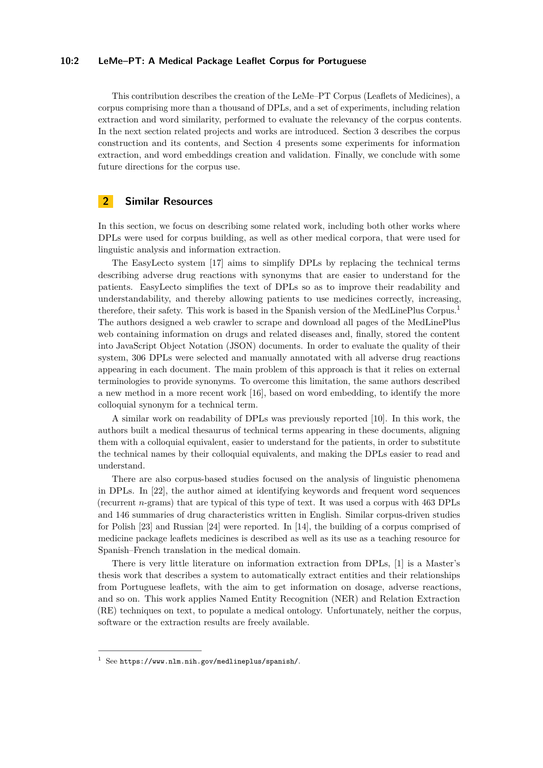This contribution describes the creation of the LeMe–PT Corpus (Leaflets of Medicines), a corpus comprising more than a thousand of DPLs, and a set of experiments, including relation extraction and word similarity, performed to evaluate the relevancy of the corpus contents. In the next section related projects and works are introduced. Section 3 describes the corpus construction and its contents, and Section 4 presents some experiments for information extraction, and word embeddings creation and validation. Finally, we conclude with some future directions for the corpus use.

## 2 Similar Resources

In this section, we focus on describing some related work, including both other works where DPLs were used for corpus building, as well as other medical corpora, that were used for linguistic analysis and information extraction.

The EasyLecto system [17] aims to simplify DPLs by replacing the technical terms describing adverse drug reactions with synonyms that are easier to understand for the patients. EasyLecto simplifies the text of DPLs so as to improve their readability and understandability, and thereby allowing patients to use medicines correctly, increasing, therefore, their safety. This work is based in the Spanish version of the MedLinePlus Corpus.[1] The authors designed a web crawler to scrape and download all pages of the MedLinePlus web containing information on drugs and related diseases and, finally, stored the content into JavaScript Object Notation (JSON) documents. In order to evaluate the quality of their system, 306 DPLs were selected and manually annotated with all adverse drug reactions appearing in each document. The main problem of this approach is that it relies on external terminologies to provide synonyms. To overcome this limitation, the same authors described a new method in a more recent work [16], based on word embedding, to identify the more colloquial synonym for a technical term.

A similar work on readability of DPLs was previously reported [10]. In this work, the authors built a medical thesaurus of technical terms appearing in these documents, aligning them with a colloquial equivalent, easier to understand for the patients, in order to substitute the technical names by their colloquial equivalents, and making the DPLs easier to read and understand.

There are also corpus-based studies focused on the analysis of linguistic phenomena in DPLs. In [22], the author aimed at identifying keywords and frequent word sequences (recurrent *n*-grams) that are typical of this type of text. It was used a corpus with 463 DPLs and 146 summaries of drug characteristics written in English. Similar corpus-driven studies for Polish [23] and Russian [24] were reported. In [14], the building of a corpus comprised of medicine package leaflets medicines is described as well as its use as a teaching resource for Spanish–French translation in the medical domain.

There is very little literature on information extraction from DPLs, [1] is a Master's thesis work that describes a system to automatically extract entities and their relationships from Portuguese leaflets, with the aim to get information on dosage, adverse reactions, and so on. This work applies Named Entity Recognition (NER) and Relation Extraction (RE) techniques on text, to populate a medical ontology. Unfortunately, neither the corpus, software or the extraction results are freely available.

---

[1] See https://www.nlm.nih.gov/medlineplus/spanish/.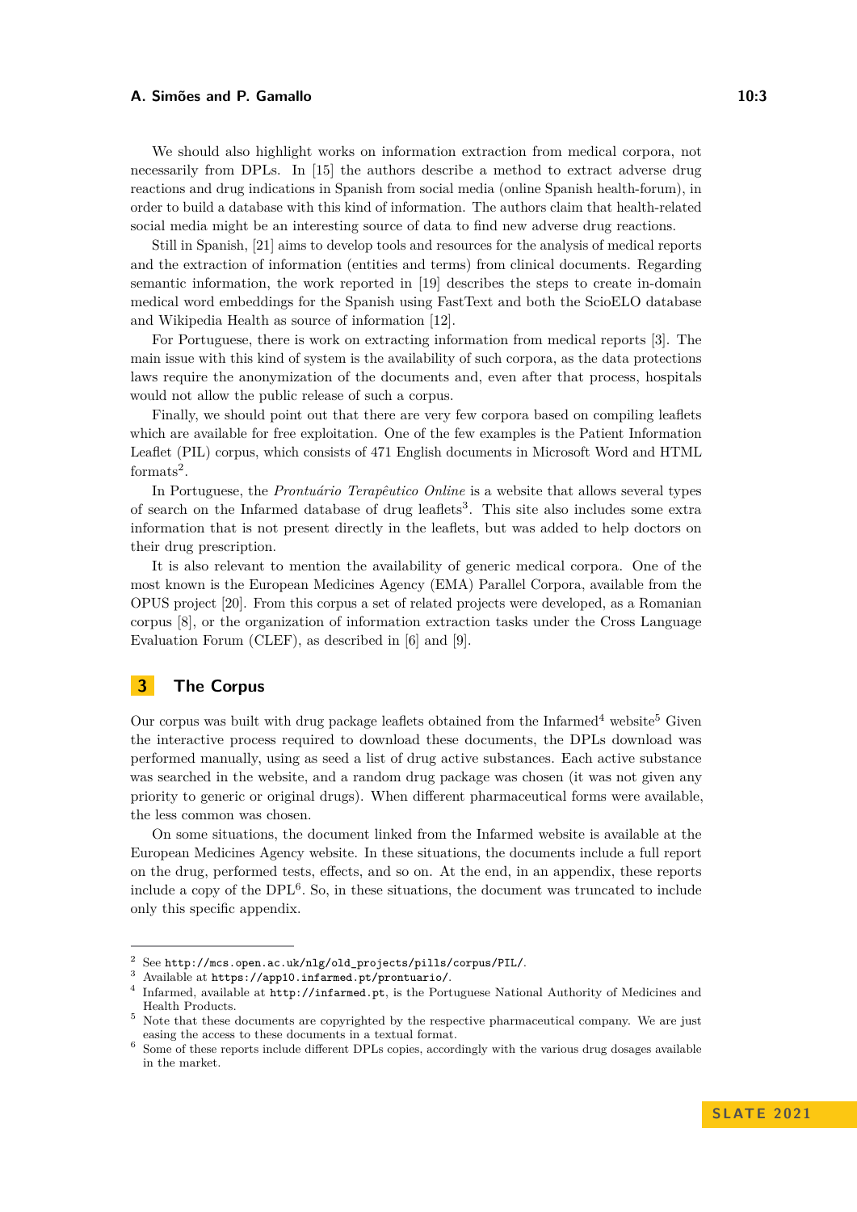We should also highlight works on information extraction from medical corpora, not necessarily from DPLs. In [15] the authors describe a method to extract adverse drug reactions and drug indications in Spanish from social media (online Spanish health-forum), in order to build a database with this kind of information. The authors claim that health-related social media might be an interesting source of data to find new adverse drug reactions.

Still in Spanish, [21] aims to develop tools and resources for the analysis of medical reports and the extraction of information (entities and terms) from clinical documents. Regarding semantic information, the work reported in [19] describes the steps to create in-domain medical word embeddings for the Spanish using FastText and both the ScioELO database and Wikipedia Health as source of information [12].

For Portuguese, there is work on extracting information from medical reports [3]. The main issue with this kind of system is the availability of such corpora, as the data protections laws require the anonymization of the documents and, even after that process, hospitals would not allow the public release of such a corpus.

Finally, we should point out that there are very few corpora based on compiling leaflets which are available for free exploitation. One of the few examples is the Patient Information Leaflet (PIL) corpus, which consists of 471 English documents in Microsoft Word and HTML formats[2].

In Portuguese, the *Prontuário Terapêutico Online* is a website that allows several types of search on the Infarmed database of drug leaflets[3]. This site also includes some extra information that is not present directly in the leaflets, but was added to help doctors on their drug prescription.

It is also relevant to mention the availability of generic medical corpora. One of the most known is the European Medicines Agency (EMA) Parallel Corpora, available from the OPUS project [20]. From this corpus a set of related projects were developed, as a Romanian corpus [8], or the organization of information extraction tasks under the Cross Language Evaluation Forum (CLEF), as described in [6] and [9].

## 3 The Corpus

Our corpus was built with drug package leaflets obtained from the Infarmed[4] website[5] Given the interactive process required to download these documents, the DPLs download was performed manually, using as seed a list of drug active substances. Each active substance was searched in the website, and a random drug package was chosen (it was not given any priority to generic or original drugs). When different pharmaceutical forms were available, the less common was chosen.

On some situations, the document linked from the Infarmed website is available at the European Medicines Agency website. In these situations, the documents include a full report on the drug, performed tests, effects, and so on. At the end, in an appendix, these reports include a copy of the DPL[6]. So, in these situations, the document was truncated to include only this specific appendix.

---

[2] See http://mcs.open.ac.uk/nlg/old_projects/pills/corpus/PIL/.

[3] Available at https://app10.infarmed.pt/prontuario/.

[4] Infarmed, available at http://infarmed.pt, is the Portuguese National Authority of Medicines and Health Products.

[5] Note that these documents are copyrighted by the respective pharmaceutical company. We are just easing the access to these documents in a textual format.

[6] Some of these reports include different DPLs copies, accordingly with the various drug dosages available in the market.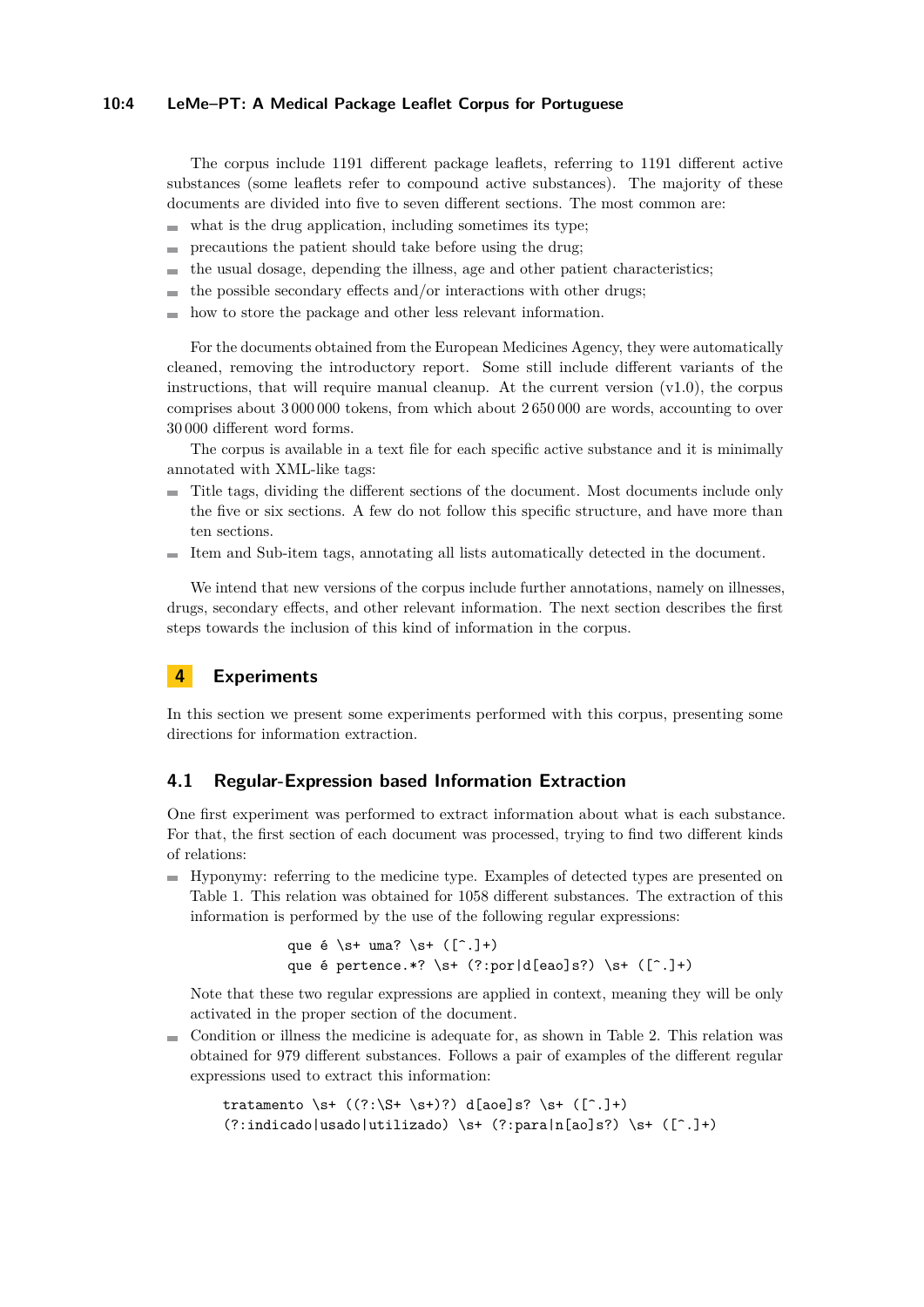The corpus include 1191 different package leaflets, referring to 1191 different active substances (some leaflets refer to compound active substances). The majority of these documents are divided into five to seven different sections. The most common are:

- what is the drug application, including sometimes its type;
- precautions the patient should take before using the drug;
- the usual dosage, depending the illness, age and other patient characteristics;
- the possible secondary effects and/or interactions with other drugs;
- how to store the package and other less relevant information.

For the documents obtained from the European Medicines Agency, they were automatically cleaned, removing the introductory report. Some still include different variants of the instructions, that will require manual cleanup. At the current version (v1.0), the corpus comprises about 3 000 000 tokens, from which about 2 650 000 are words, accounting to over 30 000 different word forms.

The corpus is available in a text file for each specific active substance and it is minimally annotated with XML-like tags:

- Title tags, dividing the different sections of the document. Most documents include only the five or six sections. A few do not follow this specific structure, and have more than ten sections.
- Item and Sub-item tags, annotating all lists automatically detected in the document.

We intend that new versions of the corpus include further annotations, namely on illnesses, drugs, secondary effects, and other relevant information. The next section describes the first steps towards the inclusion of this kind of information in the corpus.

## 4 Experiments

In this section we present some experiments performed with this corpus, presenting some directions for information extraction.

### 4.1 Regular-Expression based Information Extraction

One first experiment was performed to extract information about what is each substance. For that, the first section of each document was processed, trying to find two different kinds of relations:

- Hyponymy: referring to the medicine type. Examples of detected types are presented on Table 1. This relation was obtained for 1058 different substances. The extraction of this information is performed by the use of the following regular expressions:

```
que é \s+ uma? \s+ ([^.]+)
que é pertence.*? \s+ (?:por|d[eao]s?) \s+ ([^.]+)
```

  Note that these two regular expressions are applied in context, meaning they will be only activated in the proper section of the document.

- Condition or illness the medicine is adequate for, as shown in Table 2. This relation was obtained for 979 different substances. Follows a pair of examples of the different regular expressions used to extract this information:

```
tratamento \s+ ((?:\S+ \s+)?) d[aoe]s? \s+ ([^.]+)
(?:indicado|usado|utilizado) \s+ (?:para|n[ao]s?) \s+ ([^.]+)
```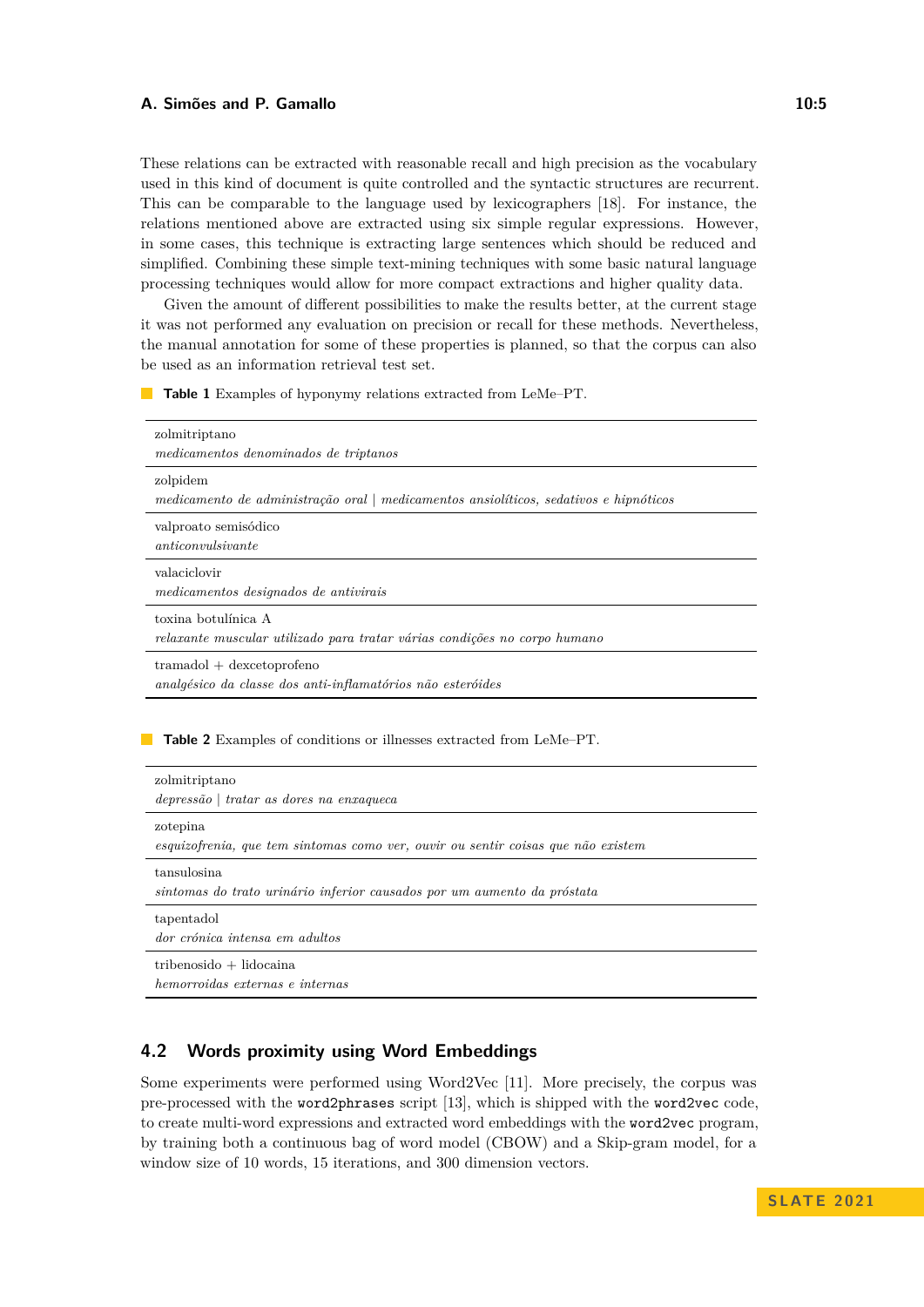These relations can be extracted with reasonable recall and high precision as the vocabulary used in this kind of document is quite controlled and the syntactic structures are recurrent. This can be comparable to the language used by lexicographers [18]. For instance, the relations mentioned above are extracted using six simple regular expressions. However, in some cases, this technique is extracting large sentences which should be reduced and simplified. Combining these simple text-mining techniques with some basic natural language processing techniques would allow for more compact extractions and higher quality data.

Given the amount of different possibilities to make the results better, at the current stage it was not performed any evaluation on precision or recall for these methods. Nevertheless, the manual annotation for some of these properties is planned, so that the corpus can also be used as an information retrieval test set.

**Table 1** Examples of hyponymy relations extracted from LeMe–PT.

| Term | Hyponymy relation |
|---|---|
| zolmitriptano | *medicamentos denominados de triptanos* |
| zolpidem | *medicamento de administração oral* \| *medicamentos ansiolíticos, sedativos e hipnóticos* |
| valproato semisódico | *anticonvulsivante* |
| valaciclovir | *medicamentos designados de antivirais* |
| toxina botulínica A | *relaxante muscular utilizado para tratar várias condições no corpo humano* |
| tramadol + dexcetoprofeno | *analgésico da classe dos anti-inflamatórios não esteróides* |

**Table 2** Examples of conditions or illnesses extracted from LeMe–PT.

| Term | Condition or illness |
|---|---|
| zolmitriptano | *depressão* \| *tratar as dores na enxaqueca* |
| zotepina | *esquizofrenia, que tem sintomas como ver, ouvir ou sentir coisas que não existem* |
| tansulosina | *sintomas do trato urinário inferior causados por um aumento da próstata* |
| tapentadol | *dor crónica intensa em adultos* |
| tribenosido + lidocaina | *hemorroidas externas e internas* |

## 4.2 Words proximity using Word Embeddings

Some experiments were performed using Word2Vec [11]. More precisely, the corpus was pre-processed with the `word2phrases` script [13], which is shipped with the `word2vec` code, to create multi-word expressions and extracted word embeddings with the `word2vec` program, by training both a continuous bag of word model (CBOW) and a Skip-gram model, for a window size of 10 words, 15 iterations, and 300 dimension vectors.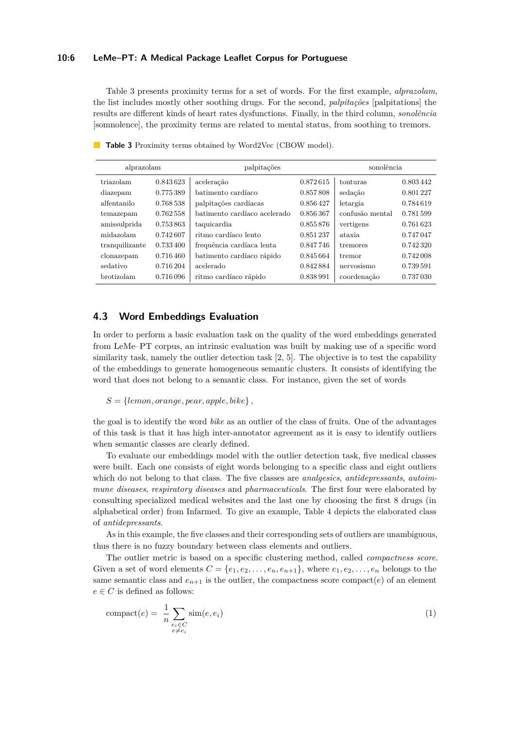Table 3 presents proximity terms for a set of words. For the first example, *alprazolam*, the list includes mostly other soothing drugs. For the second, *palpitações* [palpitations] the results are different kinds of heart rates dysfunctions. Finally, in the third column, *sonolência* [somnolence], the proximity terms are related to mental status, from soothing to tremors.

**Table 3** Proximity terms obtained by Word2Vec (CBOW model).

| alprazolam | | palpitações | | sonolência | |
|---|---|---|---|---|---|
| triazolam | 0.843 623 | aceleração | 0.872 615 | tonturas | 0.803 442 |
| diazepam | 0.775 389 | batimento cardíaco | 0.857 808 | sedação | 0.801 227 |
| alfentanilo | 0.768 538 | palpitações cardíacas | 0.856 427 | letargia | 0.784 619 |
| temazepam | 0.762 558 | batimento cardíaco acelerado | 0.856 367 | confusão mental | 0.781 599 |
| amissulprida | 0.753 863 | taquicardia | 0.855 876 | vertigens | 0.761 623 |
| midazolam | 0.742 607 | ritmo cardíaco lento | 0.851 237 | ataxia | 0.747 047 |
| tranquilizante | 0.733 400 | frequência cardíaca lenta | 0.847 746 | tremores | 0.742 320 |
| clonazepam | 0.716 460 | batimento cardíaco rápido | 0.845 664 | tremor | 0.742 008 |
| sedativo | 0.716 204 | acelerado | 0.842 884 | nervosismo | 0.739 591 |
| brotizolam | 0.716 096 | ritmo cardíaco rápido | 0.838 991 | coordenação | 0.737 030 |

## 4.3 Word Embeddings Evaluation

In order to perform a basic evaluation task on the quality of the word embeddings generated from LeMe–PT corpus, an intrinsic evaluation was built by making use of a specific word similarity task, namely the outlier detection task [2, 5]. The objective is to test the capability of the embeddings to generate homogeneous semantic clusters. It consists of identifying the word that does not belong to a semantic class. For instance, given the set of words

$$S = \{lemon, orange, pear, apple, bike\},$$

the goal is to identify the word *bike* as an outlier of the class of fruits. One of the advantages of this task is that it has high inter-annotator agreement as it is easy to identify outliers when semantic classes are clearly defined.

To evaluate our embeddings model with the outlier detection task, five medical classes were built. Each one consists of eight words belonging to a specific class and eight outliers which do not belong to that class. The five classes are *analgesics*, *antidepressants*, *autoimmune diseases*, *respiratory diseases* and *pharmaceuticals*. The first four were elaborated by consulting specialized medical websites and the last one by choosing the first 8 drugs (in alphabetical order) from Infarmed. To give an example, Table 4 depicts the elaborated class of *antidepressants.*

As in this example, the five classes and their corresponding sets of outliers are unambiguous, thus there is no fuzzy boundary between class elements and outliers.

The outlier metric is based on a specific clustering method, called *compactness score*. Given a set of word elements $C = \{e_1, e_2, \ldots, e_n, e_{n+1}\}$, where $e_1, e_2, \ldots, e_n$ belongs to the same semantic class and $e_{n+1}$ is the outlier, the compactness score $\text{compact}(e)$ of an element $e \in C$ is defined as follows:

$$\text{compact}(e) = \frac{1}{n} \sum_{\substack{e_i \in C \\ e \neq e_i}} \text{sim}(e, e_i) \tag{1}$$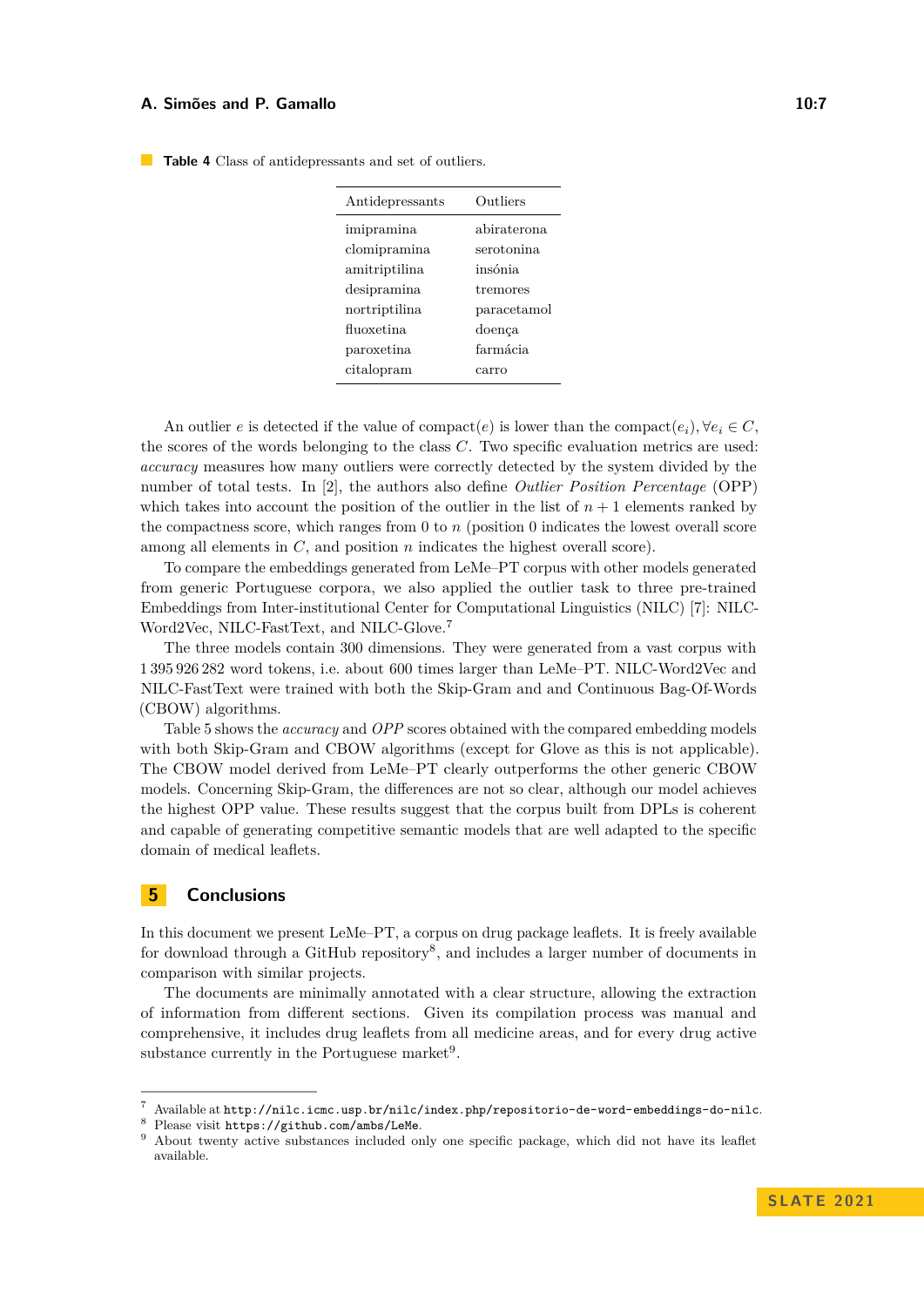**Table 4** Class of antidepressants and set of outliers.

| Antidepressants | Outliers |
|---|---|
| imipramina | abiraterona |
| clomipramina | serotonina |
| amitriptilina | insónia |
| desipramina | tremores |
| nortriptilina | paracetamol |
| fluoxetina | doença |
| paroxetina | farmácia |
| citalopram | carro |

An outlier $e$ is detected if the value of compact($e$) is lower than the compact($e_i$), $\forall e_i \in C$, the scores of the words belonging to the class $C$. Two specific evaluation metrics are used: *accuracy* measures how many outliers were correctly detected by the system divided by the number of total tests. In [2], the authors also define *Outlier Position Percentage* (OPP) which takes into account the position of the outlier in the list of $n+1$ elements ranked by the compactness score, which ranges from 0 to $n$ (position 0 indicates the lowest overall score among all elements in $C$, and position $n$ indicates the highest overall score).

To compare the embeddings generated from LeMe–PT corpus with other models generated from generic Portuguese corpora, we also applied the outlier task to three pre-trained Embeddings from Inter-institutional Center for Computational Linguistics (NILC) [7]: NILC-Word2Vec, NILC-FastText, and NILC-Glove.[7]

The three models contain 300 dimensions. They were generated from a vast corpus with 1 395 926 282 word tokens, i.e. about 600 times larger than LeMe–PT. NILC-Word2Vec and NILC-FastText were trained with both the Skip-Gram and and Continuous Bag-Of-Words (CBOW) algorithms.

Table 5 shows the *accuracy* and *OPP* scores obtained with the compared embedding models with both Skip-Gram and CBOW algorithms (except for Glove as this is not applicable). The CBOW model derived from LeMe–PT clearly outperforms the other generic CBOW models. Concerning Skip-Gram, the differences are not so clear, although our model achieves the highest OPP value. These results suggest that the corpus built from DPLs is coherent and capable of generating competitive semantic models that are well adapted to the specific domain of medical leaflets.

## 5 Conclusions

In this document we present LeMe–PT, a corpus on drug package leaflets. It is freely available for download through a GitHub repository[8], and includes a larger number of documents in comparison with similar projects.

The documents are minimally annotated with a clear structure, allowing the extraction of information from different sections. Given its compilation process was manual and comprehensive, it includes drug leaflets from all medicine areas, and for every drug active substance currently in the Portuguese market[9].

---

[7] Available at `http://nilc.icmc.usp.br/nilc/index.php/repositorio-de-word-embeddings-do-nilc`.

[8] Please visit `https://github.com/ambs/LeMe`.

[9] About twenty active substances included only one specific package, which did not have its leaflet available.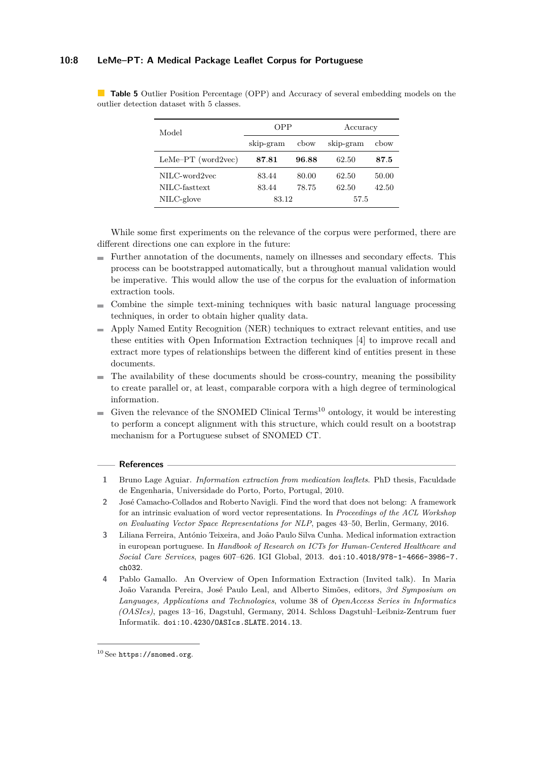**Table 5** Outlier Position Percentage (OPP) and Accuracy of several embedding models on the outlier detection dataset with 5 classes.

| Model | OPP | | Accuracy | |
|---|---|---|---|---|
| | skip-gram | cbow | skip-gram | cbow |
| LeMe–PT (word2vec) | **87.81** | **96.88** | 62.50 | **87.5** |
| NILC-word2vec | 83.44 | 80.00 | 62.50 | 50.00 |
| NILC-fasttext | 83.44 | 78.75 | 62.50 | 42.50 |
| NILC-glove | 83.12 | | 57.5 | |

While some first experiments on the relevance of the corpus were performed, there are different directions one can explore in the future:

- Further annotation of the documents, namely on illnesses and secondary effects. This process can be bootstrapped automatically, but a throughout manual validation would be imperative. This would allow the use of the corpus for the evaluation of information extraction tools.
- Combine the simple text-mining techniques with basic natural language processing techniques, in order to obtain higher quality data.
- Apply Named Entity Recognition (NER) techniques to extract relevant entities, and use these entities with Open Information Extraction techniques [4] to improve recall and extract more types of relationships between the different kind of entities present in these documents.
- The availability of these documents should be cross-country, meaning the possibility to create parallel or, at least, comparable corpora with a high degree of terminological information.
- Given the relevance of the SNOMED Clinical Terms[10] ontology, it would be interesting to perform a concept alignment with this structure, which could result on a bootstrap mechanism for a Portuguese subset of SNOMED CT.

## References

1. Bruno Lage Aguiar. *Information extraction from medication leaflets*. PhD thesis, Faculdade de Engenharia, Universidade do Porto, Porto, Portugal, 2010.
2. José Camacho-Collados and Roberto Navigli. Find the word that does not belong: A framework for an intrinsic evaluation of word vector representations. In *Proceedings of the ACL Workshop on Evaluating Vector Space Representations for NLP*, pages 43–50, Berlin, Germany, 2016.
3. Liliana Ferreira, António Teixeira, and João Paulo Silva Cunha. Medical information extraction in european portuguese. In *Handbook of Research on ICTs for Human-Centered Healthcare and Social Care Services*, pages 607–626. IGI Global, 2013. doi:10.4018/978-1-4666-3986-7.ch032.
4. Pablo Gamallo. An Overview of Open Information Extraction (Invited talk). In Maria João Varanda Pereira, José Paulo Leal, and Alberto Simões, editors, *3rd Symposium on Languages, Applications and Technologies*, volume 38 of *OpenAccess Series in Informatics (OASIcs)*, pages 13–16, Dagstuhl, Germany, 2014. Schloss Dagstuhl–Leibniz-Zentrum fuer Informatik. doi:10.4230/OASIcs.SLATE.2014.13.

[10] See https://snomed.org.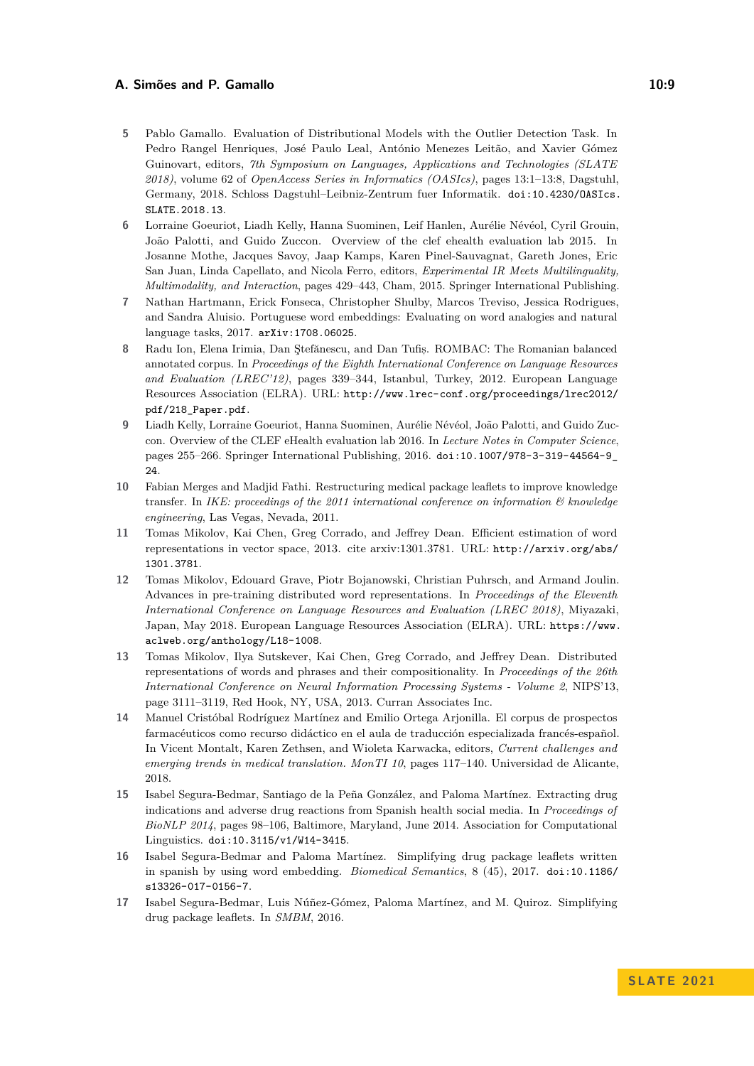5. Pablo Gamallo. Evaluation of Distributional Models with the Outlier Detection Task. In Pedro Rangel Henriques, José Paulo Leal, António Menezes Leitão, and Xavier Gómez Guinovart, editors, *7th Symposium on Languages, Applications and Technologies (SLATE 2018)*, volume 62 of *OpenAccess Series in Informatics (OASIcs)*, pages 13:1–13:8, Dagstuhl, Germany, 2018. Schloss Dagstuhl–Leibniz-Zentrum fuer Informatik. doi:10.4230/OASIcs.SLATE.2018.13.
6. Lorraine Goeuriot, Liadh Kelly, Hanna Suominen, Leif Hanlen, Aurélie Névéol, Cyril Grouin, João Palotti, and Guido Zuccon. Overview of the clef ehealth evaluation lab 2015. In Josanne Mothe, Jacques Savoy, Jaap Kamps, Karen Pinel-Sauvagnat, Gareth Jones, Eric San Juan, Linda Capellato, and Nicola Ferro, editors, *Experimental IR Meets Multilinguality, Multimodality, and Interaction*, pages 429–443, Cham, 2015. Springer International Publishing.
7. Nathan Hartmann, Erick Fonseca, Christopher Shulby, Marcos Treviso, Jessica Rodrigues, and Sandra Aluisio. Portuguese word embeddings: Evaluating on word analogies and natural language tasks, 2017. arXiv:1708.06025.
8. Radu Ion, Elena Irimia, Dan Ştefănescu, and Dan Tufiș. ROMBAC: The Romanian balanced annotated corpus. In *Proceedings of the Eighth International Conference on Language Resources and Evaluation (LREC'12)*, pages 339–344, Istanbul, Turkey, 2012. European Language Resources Association (ELRA). URL: http://www.lrec-conf.org/proceedings/lrec2012/pdf/218_Paper.pdf.
9. Liadh Kelly, Lorraine Goeuriot, Hanna Suominen, Aurélie Névéol, João Palotti, and Guido Zuccon. Overview of the CLEF eHealth evaluation lab 2016. In *Lecture Notes in Computer Science*, pages 255–266. Springer International Publishing, 2016. doi:10.1007/978-3-319-44564-9_24.
10. Fabian Merges and Madjid Fathi. Restructuring medical package leaflets to improve knowledge transfer. In *IKE: proceedings of the 2011 international conference on information & knowledge engineering*, Las Vegas, Nevada, 2011.
11. Tomas Mikolov, Kai Chen, Greg Corrado, and Jeffrey Dean. Efficient estimation of word representations in vector space, 2013. cite arxiv:1301.3781. URL: http://arxiv.org/abs/1301.3781.
12. Tomas Mikolov, Edouard Grave, Piotr Bojanowski, Christian Puhrsch, and Armand Joulin. Advances in pre-training distributed word representations. In *Proceedings of the Eleventh International Conference on Language Resources and Evaluation (LREC 2018)*, Miyazaki, Japan, May 2018. European Language Resources Association (ELRA). URL: https://www.aclweb.org/anthology/L18-1008.
13. Tomas Mikolov, Ilya Sutskever, Kai Chen, Greg Corrado, and Jeffrey Dean. Distributed representations of words and phrases and their compositionality. In *Proceedings of the 26th International Conference on Neural Information Processing Systems - Volume 2*, NIPS'13, page 3111–3119, Red Hook, NY, USA, 2013. Curran Associates Inc.
14. Manuel Cristóbal Rodríguez Martínez and Emilio Ortega Arjonilla. El corpus de prospectos farmacéuticos como recurso didáctico en el aula de traducción especializada francés-español. In Vicent Montalt, Karen Zethsen, and Wioleta Karwacka, editors, *Current challenges and emerging trends in medical translation. MonTI 10*, pages 117–140. Universidad de Alicante, 2018.
15. Isabel Segura-Bedmar, Santiago de la Peña González, and Paloma Martínez. Extracting drug indications and adverse drug reactions from Spanish health social media. In *Proceedings of BioNLP 2014*, pages 98–106, Baltimore, Maryland, June 2014. Association for Computational Linguistics. doi:10.3115/v1/W14-3415.
16. Isabel Segura-Bedmar and Paloma Martínez. Simplifying drug package leaflets written in spanish by using word embedding. *Biomedical Semantics*, 8 (45), 2017. doi:10.1186/s13326-017-0156-7.
17. Isabel Segura-Bedmar, Luis Núñez-Gómez, Paloma Martínez, and M. Quiroz. Simplifying drug package leaflets. In *SMBM*, 2016.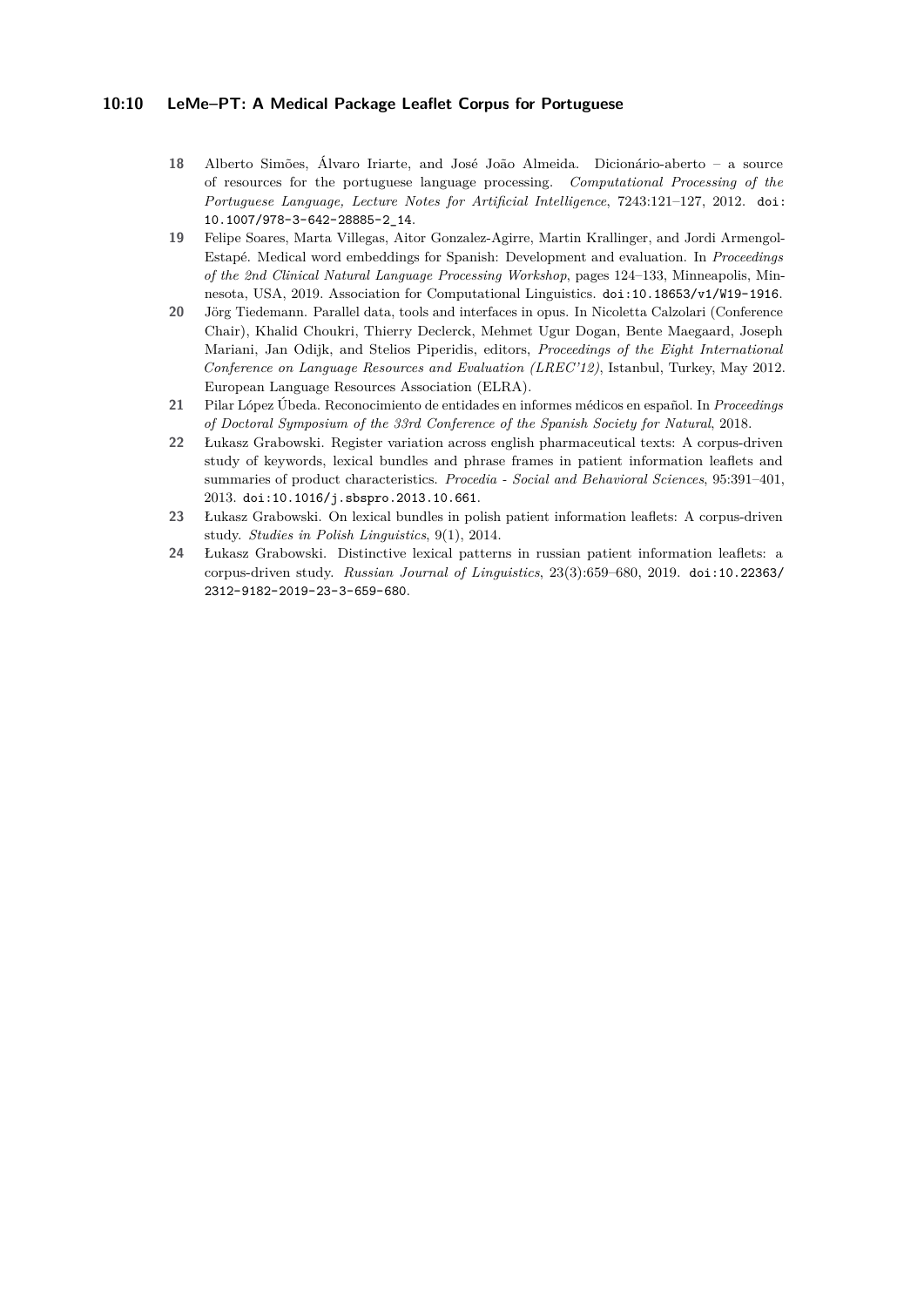18 Alberto Simões, Álvaro Iriarte, and José João Almeida. Dicionário-aberto – a source of resources for the portuguese language processing. *Computational Processing of the Portuguese Language, Lecture Notes for Artificial Intelligence*, 7243:121–127, 2012. doi:10.1007/978-3-642-28885-2_14.

19 Felipe Soares, Marta Villegas, Aitor Gonzalez-Agirre, Martin Krallinger, and Jordi Armengol-Estapé. Medical word embeddings for Spanish: Development and evaluation. In *Proceedings of the 2nd Clinical Natural Language Processing Workshop*, pages 124–133, Minneapolis, Minnesota, USA, 2019. Association for Computational Linguistics. doi:10.18653/v1/W19-1916.

20 Jörg Tiedemann. Parallel data, tools and interfaces in opus. In Nicoletta Calzolari (Conference Chair), Khalid Choukri, Thierry Declerck, Mehmet Ugur Dogan, Bente Maegaard, Joseph Mariani, Jan Odijk, and Stelios Piperidis, editors, *Proceedings of the Eight International Conference on Language Resources and Evaluation (LREC'12)*, Istanbul, Turkey, May 2012. European Language Resources Association (ELRA).

21 Pilar López Úbeda. Reconocimiento de entidades en informes médicos en español. In *Proceedings of Doctoral Symposium of the 33rd Conference of the Spanish Society for Natural*, 2018.

22 Łukasz Grabowski. Register variation across english pharmaceutical texts: A corpus-driven study of keywords, lexical bundles and phrase frames in patient information leaflets and summaries of product characteristics. *Procedia - Social and Behavioral Sciences*, 95:391–401, 2013. doi:10.1016/j.sbspro.2013.10.661.

23 Łukasz Grabowski. On lexical bundles in polish patient information leaflets: A corpus-driven study. *Studies in Polish Linguistics*, 9(1), 2014.

24 Łukasz Grabowski. Distinctive lexical patterns in russian patient information leaflets: a corpus-driven study. *Russian Journal of Linguistics*, 23(3):659–680, 2019. doi:10.22363/2312-9182-2019-23-3-659-680.